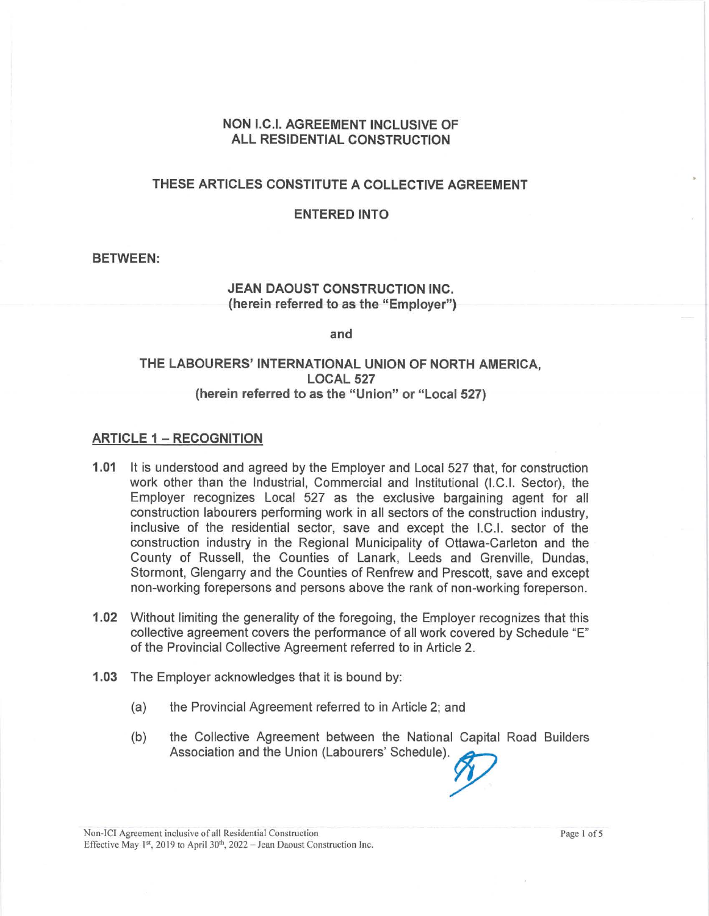# NON I.C.I. AGREEMENT INCLUSIVE OF ALL RESIDENTIAL CONSTRUCTION

## THESE ARTICLES CONSTITUTE A COLLECTIVE AGREEMENT

## ENTERED INTO

**BETWEEN:**

**JEAN DAOUST CONSTRUCTION INC.**
**(herein referred to as the "Employer")**

**and**

**THE LABOURERS' INTERNATIONAL UNION OF NORTH AMERICA, LOCAL 527**
**(herein referred to as the "Union" or "Local 527)**

## ARTICLE 1 – RECOGNITION

**1.01** It is understood and agreed by the Employer and Local 527 that, for construction work other than the Industrial, Commercial and Institutional (I.C.I. Sector), the Employer recognizes Local 527 as the exclusive bargaining agent for all construction labourers performing work in all sectors of the construction industry, inclusive of the residential sector, save and except the I.C.I. sector of the construction industry in the Regional Municipality of Ottawa-Carleton and the County of Russell, the Counties of Lanark, Leeds and Grenville, Dundas, Stormont, Glengarry and the Counties of Renfrew and Prescott, save and except non-working forepersons and persons above the rank of non-working foreperson.

**1.02** Without limiting the generality of the foregoing, the Employer recognizes that this collective agreement covers the performance of all work covered by Schedule "E" of the Provincial Collective Agreement referred to in Article 2.

**1.03** The Employer acknowledges that it is bound by:

(a) the Provincial Agreement referred to in Article 2; and

(b) the Collective Agreement between the National Capital Road Builders Association and the Union (Labourers' Schedule).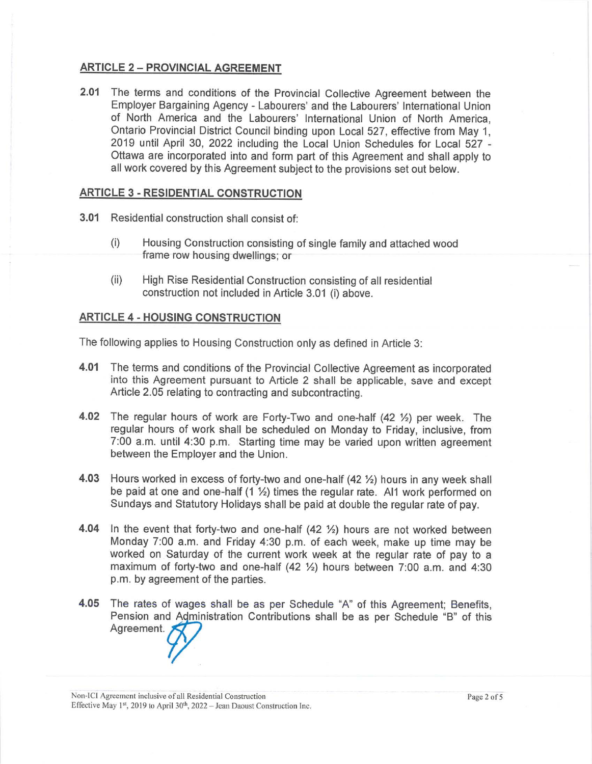## ARTICLE 2 – PROVINCIAL AGREEMENT

**2.01** The terms and conditions of the Provincial Collective Agreement between the Employer Bargaining Agency - Labourers' and the Labourers' International Union of North America and the Labourers' International Union of North America, Ontario Provincial District Council binding upon Local 527, effective from May 1, 2019 until April 30, 2022 including the Local Union Schedules for Local 527 - Ottawa are incorporated into and form part of this Agreement and shall apply to all work covered by this Agreement subject to the provisions set out below.

## ARTICLE 3 - RESIDENTIAL CONSTRUCTION

**3.01** Residential construction shall consist of:

(i) Housing Construction consisting of single family and attached wood frame row housing dwellings; or

(ii) High Rise Residential Construction consisting of all residential construction not included in Article 3.01 (i) above.

## ARTICLE 4 - HOUSING CONSTRUCTION

The following applies to Housing Construction only as defined in Article 3:

**4.01** The terms and conditions of the Provincial Collective Agreement as incorporated into this Agreement pursuant to Article 2 shall be applicable, save and except Article 2.05 relating to contracting and subcontracting.

**4.02** The regular hours of work are Forty-Two and one-half (42 ½) per week. The regular hours of work shall be scheduled on Monday to Friday, inclusive, from 7:00 a.m. until 4:30 p.m. Starting time may be varied upon written agreement between the Employer and the Union.

**4.03** Hours worked in excess of forty-two and one-half (42 ½) hours in any week shall be paid at one and one-half (1 ½) times the regular rate. Al1 work performed on Sundays and Statutory Holidays shall be paid at double the regular rate of pay.

**4.04** In the event that forty-two and one-half (42 ½) hours are not worked between Monday 7:00 a.m. and Friday 4:30 p.m. of each week, make up time may be worked on Saturday of the current work week at the regular rate of pay to a maximum of forty-two and one-half (42 ½) hours between 7:00 a.m. and 4:30 p.m. by agreement of the parties.

**4.05** The rates of wages shall be as per Schedule "A" of this Agreement; Benefits, Pension and Administration Contributions shall be as per Schedule "B" of this Agreement.

Non-ICI Agreement inclusive of all Residential Construction
Effective May 1st, 2019 to April 30th, 2022 – Jean Daoust Construction Inc.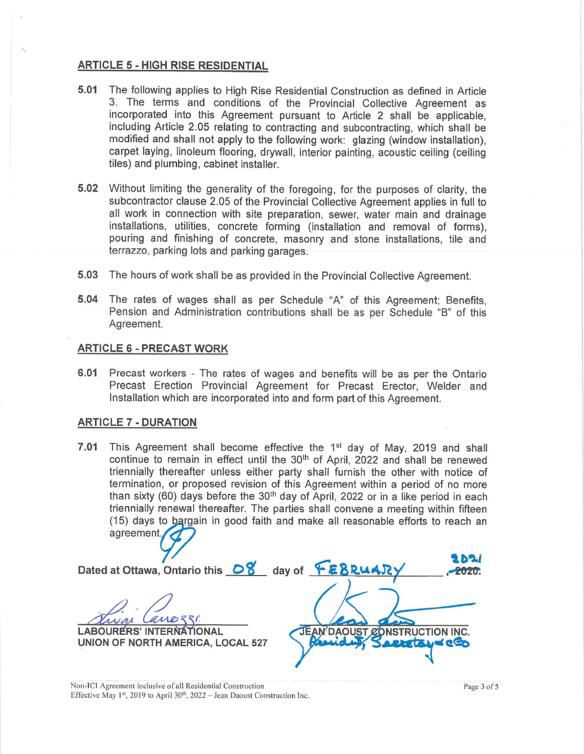## ARTICLE 5 - HIGH RISE RESIDENTIAL

**5.01** The following applies to High Rise Residential Construction as defined in Article 3. The terms and conditions of the Provincial Collective Agreement as incorporated into this Agreement pursuant to Article 2 shall be applicable, including Article 2.05 relating to contracting and subcontracting, which shall be modified and shall not apply to the following work: glazing (window installation), carpet laying, linoleum flooring, drywall, interior painting, acoustic ceiling (ceiling tiles) and plumbing, cabinet installer.

**5.02** Without limiting the generality of the foregoing, for the purposes of clarity, the subcontractor clause 2.05 of the Provincial Collective Agreement applies in full to all work in connection with site preparation, sewer, water main and drainage installations, utilities, concrete forming (installation and removal of forms), pouring and finishing of concrete, masonry and stone installations, tile and terrazzo, parking lots and parking garages.

**5.03** The hours of work shall be as provided in the Provincial Collective Agreement.

**5.04** The rates of wages shall as per Schedule "A" of this Agreement; Benefits, Pension and Administration contributions shall be as per Schedule "B" of this Agreement.

## ARTICLE 6 - PRECAST WORK

**6.01** Precast workers - The rates of wages and benefits will be as per the Ontario Precast Erection Provincial Agreement for Precast Erector, Welder and Installation which are incorporated into and form part of this Agreement.

## ARTICLE 7 - DURATION

**7.01** This Agreement shall become effective the 1st day of May, 2019 and shall continue to remain in effect until the 30th of April, 2022 and shall be renewed triennially thereafter unless either party shall furnish the other with notice of termination, or proposed revision of this Agreement within a period of no more than sixty (60) days before the 30th day of April, 2022 or in a like period in each triennially renewal thereafter. The parties shall convene a meeting within fifteen (15) days to bargain in good faith and make all reasonable efforts to reach an agreement.

Dated at Ottawa, Ontario this 08 day of FEBRUARY, ~~2020~~ 2021.

| | |
|---|---|
| LABOURERS' INTERNATIONAL UNION OF NORTH AMERICA, LOCAL 527 | JEAN DAOUST CONSTRUCTION INC. President, Secretary and CEO |

Non-ICI Agreement inclusive of all Residential Construction
Effective May 1st, 2019 to April 30th, 2022 – Jean Daoust Construction Inc.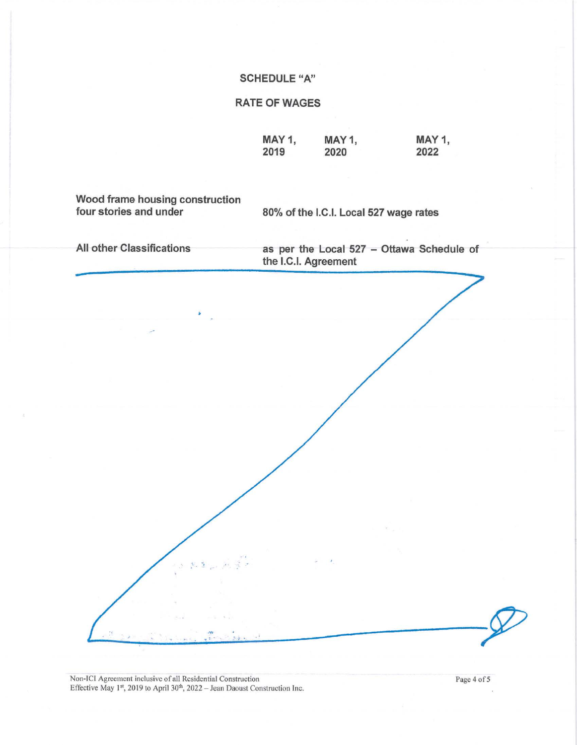# SCHEDULE "A"

## RATE OF WAGES

| | MAY 1, 2019 | MAY 1, 2020 | MAY 1, 2022 |
|---|---|---|---|
| **Wood frame housing construction four stories and under** | **80% of the I.C.I. Local 527 wage rates** | | |
| **All other Classifications** | **as per the Local 527 – Ottawa Schedule of the I.C.I. Agreement** | | |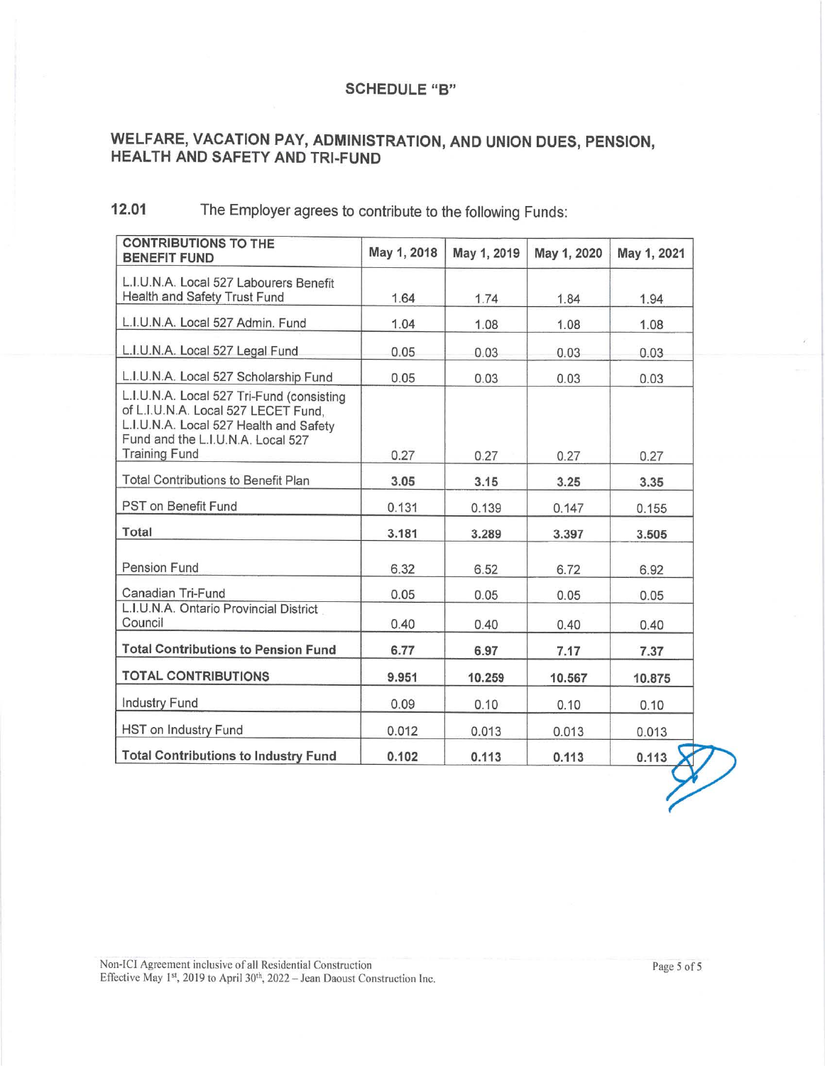## SCHEDULE "B"

## WELFARE, VACATION PAY, ADMINISTRATION, AND UNION DUES, PENSION, HEALTH AND SAFETY AND TRI-FUND

**12.01** The Employer agrees to contribute to the following Funds:

| CONTRIBUTIONS TO THE BENEFIT FUND | May 1, 2018 | May 1, 2019 | May 1, 2020 | May 1, 2021 |
|---|---|---|---|---|
| L.I.U.N.A. Local 527 Labourers Benefit Health and Safety Trust Fund | 1.64 | 1.74 | 1.84 | 1.94 |
| L.I.U.N.A. Local 527 Admin. Fund | 1.04 | 1.08 | 1.08 | 1.08 |
| L.I.U.N.A. Local 527 Legal Fund | 0.05 | 0.03 | 0.03 | 0.03 |
| L.I.U.N.A. Local 527 Scholarship Fund | 0.05 | 0.03 | 0.03 | 0.03 |
| L.I.U.N.A. Local 527 Tri-Fund (consisting of L.I.U.N.A. Local 527 LECET Fund, L.I.U.N.A. Local 527 Health and Safety Fund and the L.I.U.N.A. Local 527 Training Fund | 0.27 | 0.27 | 0.27 | 0.27 |
| Total Contributions to Benefit Plan | **3.05** | **3.15** | **3.25** | **3.35** |
| PST on Benefit Fund | 0.131 | 0.139 | 0.147 | 0.155 |
| **Total** | **3.181** | **3.289** | **3.397** | **3.505** |
| Pension Fund | 6.32 | 6.52 | 6.72 | 6.92 |
| Canadian Tri-Fund | 0.05 | 0.05 | 0.05 | 0.05 |
| L.I.U.N.A. Ontario Provincial District Council | 0.40 | 0.40 | 0.40 | 0.40 |
| **Total Contributions to Pension Fund** | **6.77** | **6.97** | **7.17** | **7.37** |
| **TOTAL CONTRIBUTIONS** | **9.951** | **10.259** | **10.567** | **10.875** |
| Industry Fund | 0.09 | 0.10 | 0.10 | 0.10 |
| HST on Industry Fund | 0.012 | 0.013 | 0.013 | 0.013 |
| **Total Contributions to Industry Fund** | **0.102** | **0.113** | **0.113** | **0.113** |

Non-ICI Agreement inclusive of all Residential Construction
Effective May 1st, 2019 to April 30th, 2022 – Jean Daoust Construction Inc.